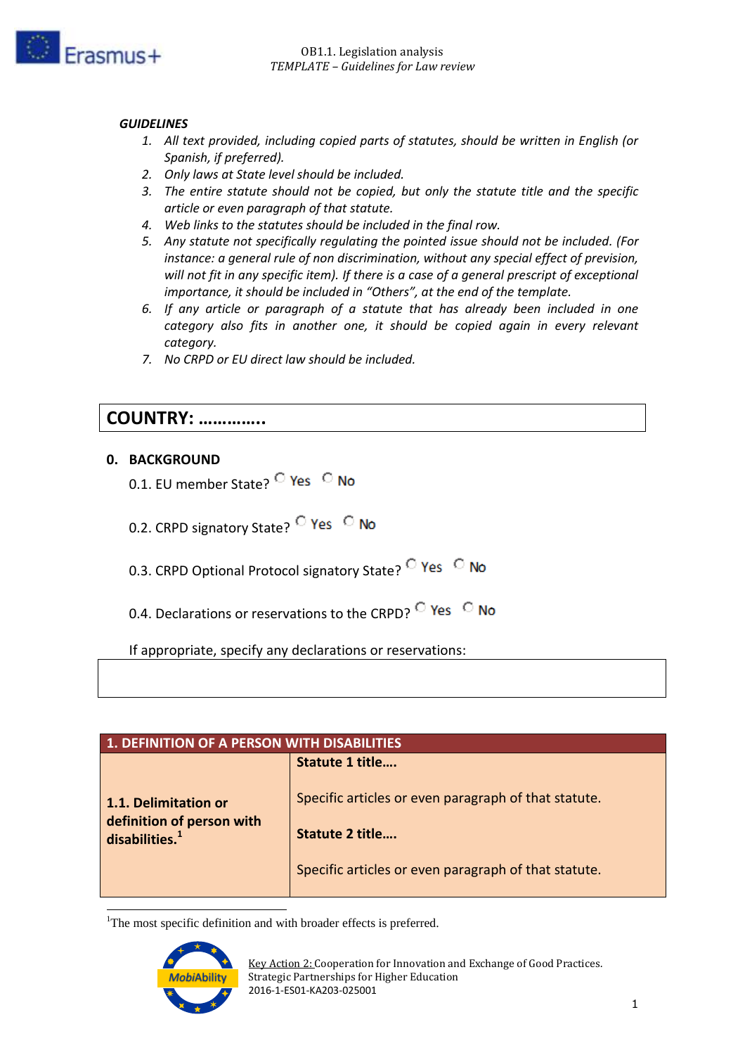***GUIDELINES***

1. *All text provided, including copied parts of statutes, should be written in English (or Spanish, if preferred).*
2. *Only laws at State level should be included.*
3. *The entire statute should not be copied, but only the statute title and the specific article or even paragraph of that statute.*
4. *Web links to the statutes should be included in the final row.*
5. *Any statute not specifically regulating the pointed issue should not be included. (For instance: a general rule of non discrimination, without any special effect of prevision, will not fit in any specific item). If there is a case of a general prescript of exceptional importance, it should be included in "Others", at the end of the template.*
6. *If any article or paragraph of a statute that has already been included in one category also fits in another one, it should be copied again in every relevant category.*
7. *No CRPD or EU direct law should be included.*

## COUNTRY: …………..

### 0. BACKGROUND

0.1. EU member State? ○ Yes ○ No

0.2. CRPD signatory State? ○ Yes ○ No

0.3. CRPD Optional Protocol signatory State? ○ Yes ○ No

0.4. Declarations or reservations to the CRPD? ○ Yes ○ No

If appropriate, specify any declarations or reservations:

| |
|---|
| |

| 1. DEFINITION OF A PERSON WITH DISABILITIES | |
|---|---|
| **1.1. Delimitation or definition of person with disabilities.**[1] | **Statute 1 title….**<br><br>Specific articles or even paragraph of that statute.<br><br>**Statute 2 title….**<br><br>Specific articles or even paragraph of that statute. |

[1]The most specific definition and with broader effects is preferred.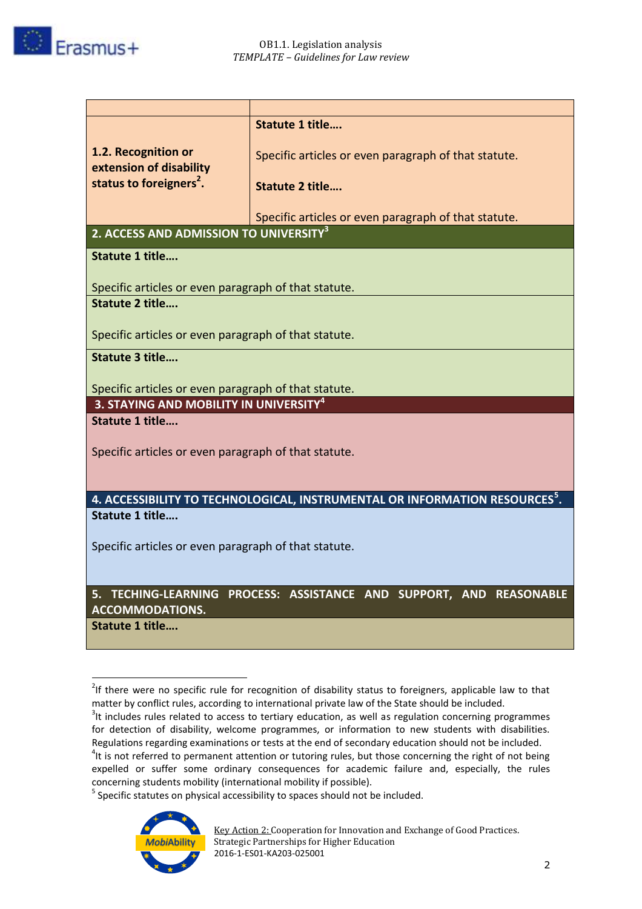| | |
|---|---|
| **1.2. Recognition or extension of disability status to foreigners[2].** | **Statute 1 title….**<br><br>Specific articles or even paragraph of that statute.<br><br>**Statute 2 title….**<br><br>Specific articles or even paragraph of that statute. |

| **2. ACCESS AND ADMISSION TO UNIVERSITY[3]** |
|---|
| **Statute 1 title….**<br><br>Specific articles or even paragraph of that statute. |
| **Statute 2 title….**<br><br>Specific articles or even paragraph of that statute. |
| **Statute 3 title….**<br><br>Specific articles or even paragraph of that statute. |

| **3. STAYING AND MOBILITY IN UNIVERSITY[4]** |
|---|
| **Statute 1 title….**<br><br>Specific articles or even paragraph of that statute. |

| **4. ACCESSIBILITY TO TECHNOLOGICAL, INSTRUMENTAL OR INFORMATION RESOURCES[5].** |
|---|
| **Statute 1 title….**<br><br>Specific articles or even paragraph of that statute. |

| **5. TECHING-LEARNING PROCESS: ASSISTANCE AND SUPPORT, AND REASONABLE ACCOMMODATIONS.** |
|---|
| **Statute 1 title….** |

[2] If there were no specific rule for recognition of disability status to foreigners, applicable law to that matter by conflict rules, according to international private law of the State should be included.

[3] It includes rules related to access to tertiary education, as well as regulation concerning programmes for detection of disability, welcome programmes, or information to new students with disabilities. Regulations regarding examinations or tests at the end of secondary education should not be included.

[4] It is not referred to permanent attention or tutoring rules, but those concerning the right of not being expelled or suffer some ordinary consequences for academic failure and, especially, the rules concerning students mobility (international mobility if possible).

[5] Specific statutes on physical accessibility to spaces should not be included.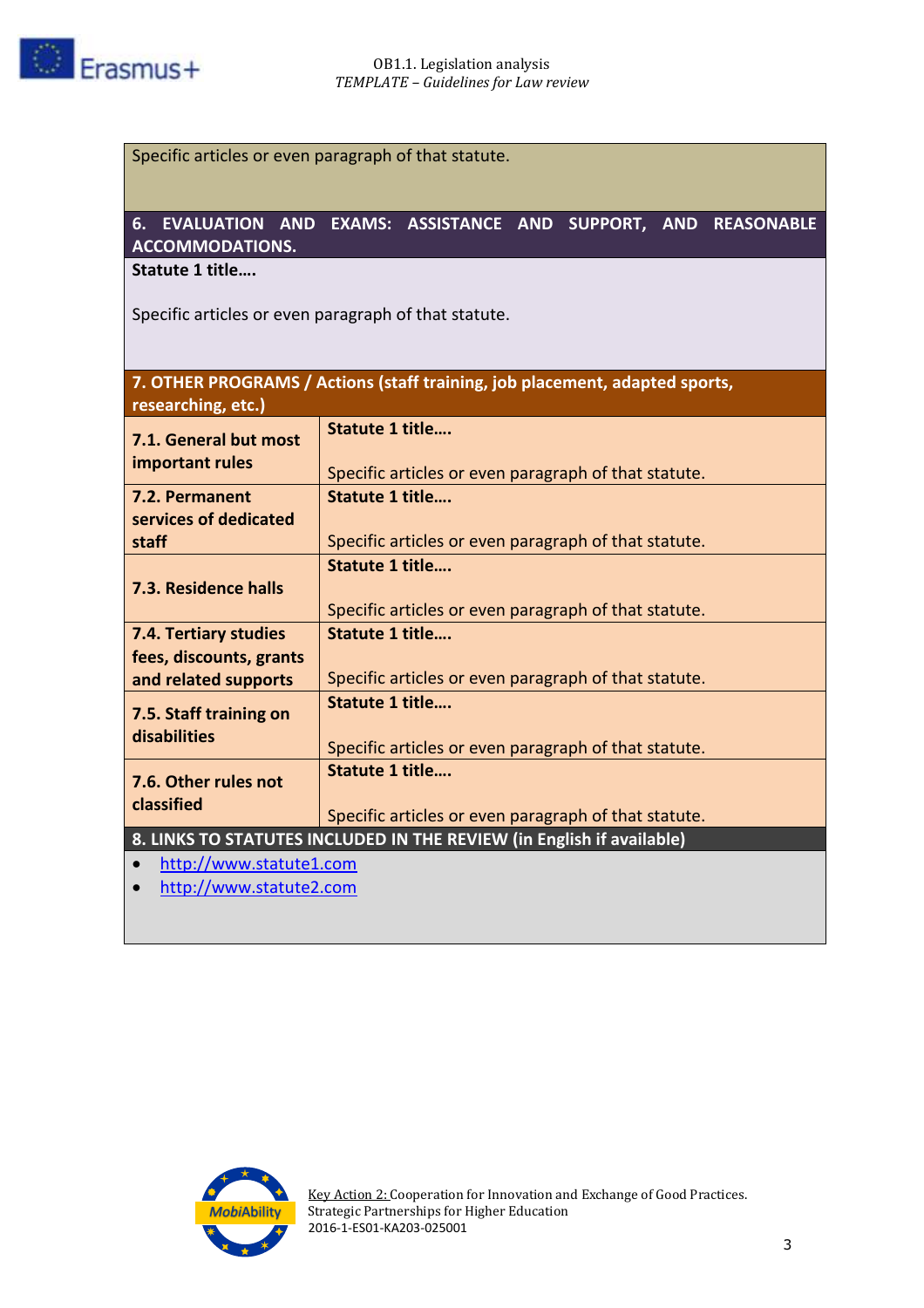Specific articles or even paragraph of that statute.

**6. EVALUATION AND EXAMS: ASSISTANCE AND SUPPORT, AND REASONABLE ACCOMMODATIONS.**

**Statute 1 title….**

Specific articles or even paragraph of that statute.

**7. OTHER PROGRAMS / Actions (staff training, job placement, adapted sports, researching, etc.)**

| | |
|---|---|
| **7.1. General but most important rules** | **Statute 1 title….**<br><br>Specific articles or even paragraph of that statute. |
| **7.2. Permanent services of dedicated staff** | **Statute 1 title….**<br><br>Specific articles or even paragraph of that statute. |
| **7.3. Residence halls** | **Statute 1 title….**<br><br>Specific articles or even paragraph of that statute. |
| **7.4. Tertiary studies fees, discounts, grants and related supports** | **Statute 1 title….**<br><br>Specific articles or even paragraph of that statute. |
| **7.5. Staff training on disabilities** | **Statute 1 title….**<br><br>Specific articles or even paragraph of that statute. |
| **7.6. Other rules not classified** | **Statute 1 title….**<br><br>Specific articles or even paragraph of that statute. |

**8. LINKS TO STATUTES INCLUDED IN THE REVIEW (in English if available)**

- http://www.statute1.com
- http://www.statute2.com